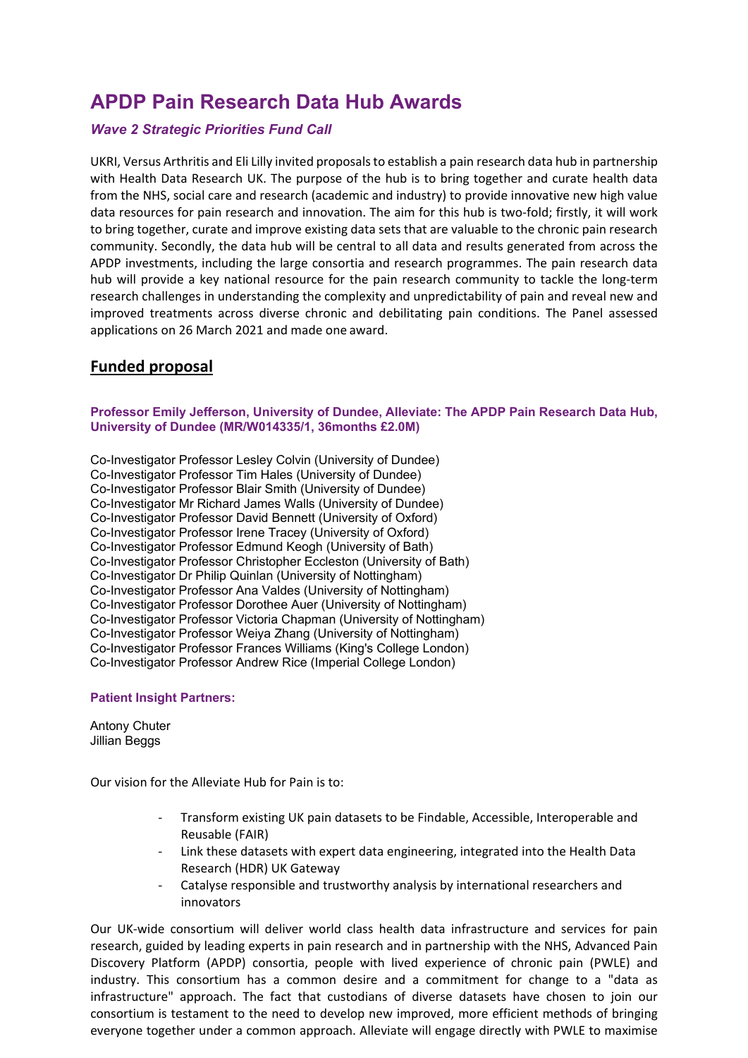# APDP Pain Research Data Hub Awards

### *Wave 2 Strategic Priorities Fund Call*

UKRI, Versus Arthritis and Eli Lilly invited proposals to establish a pain research data hub in partnership with Health Data Research UK. The purpose of the hub is to bring together and curate health data from the NHS, social care and research (academic and industry) to provide innovative new high value data resources for pain research and innovation. The aim for this hub is two-fold; firstly, it will work to bring together, curate and improve existing data sets that are valuable to the chronic pain research community. Secondly, the data hub will be central to all data and results generated from across the APDP investments, including the large consortia and research programmes. The pain research data hub will provide a key national resource for the pain research community to tackle the long-term research challenges in understanding the complexity and unpredictability of pain and reveal new and improved treatments across diverse chronic and debilitating pain conditions. The Panel assessed applications on 26 March 2021 and made one award.

## Funded proposal

#### Professor Emily Jefferson, University of Dundee, Alleviate: The APDP Pain Research Data Hub, University of Dundee (MR/W014335/1, 36months £2.0M)

Co-Investigator Professor Lesley Colvin (University of Dundee)
Co-Investigator Professor Tim Hales (University of Dundee)
Co-Investigator Professor Blair Smith (University of Dundee)
Co-Investigator Mr Richard James Walls (University of Dundee)
Co-Investigator Professor David Bennett (University of Oxford)
Co-Investigator Professor Irene Tracey (University of Oxford)
Co-Investigator Professor Edmund Keogh (University of Bath)
Co-Investigator Professor Christopher Eccleston (University of Bath)
Co-Investigator Dr Philip Quinlan (University of Nottingham)
Co-Investigator Professor Ana Valdes (University of Nottingham)
Co-Investigator Professor Dorothee Auer (University of Nottingham)
Co-Investigator Professor Victoria Chapman (University of Nottingham)
Co-Investigator Professor Weiya Zhang (University of Nottingham)
Co-Investigator Professor Frances Williams (King's College London)
Co-Investigator Professor Andrew Rice (Imperial College London)

#### Patient Insight Partners:

Antony Chuter
Jillian Beggs

Our vision for the Alleviate Hub for Pain is to:

- Transform existing UK pain datasets to be Findable, Accessible, Interoperable and Reusable (FAIR)
- Link these datasets with expert data engineering, integrated into the Health Data Research (HDR) UK Gateway
- Catalyse responsible and trustworthy analysis by international researchers and innovators

Our UK-wide consortium will deliver world class health data infrastructure and services for pain research, guided by leading experts in pain research and in partnership with the NHS, Advanced Pain Discovery Platform (APDP) consortia, people with lived experience of chronic pain (PWLE) and industry. This consortium has a common desire and a commitment for change to a "data as infrastructure" approach. The fact that custodians of diverse datasets have chosen to join our consortium is testament to the need to develop new improved, more efficient methods of bringing everyone together under a common approach. Alleviate will engage directly with PWLE to maximise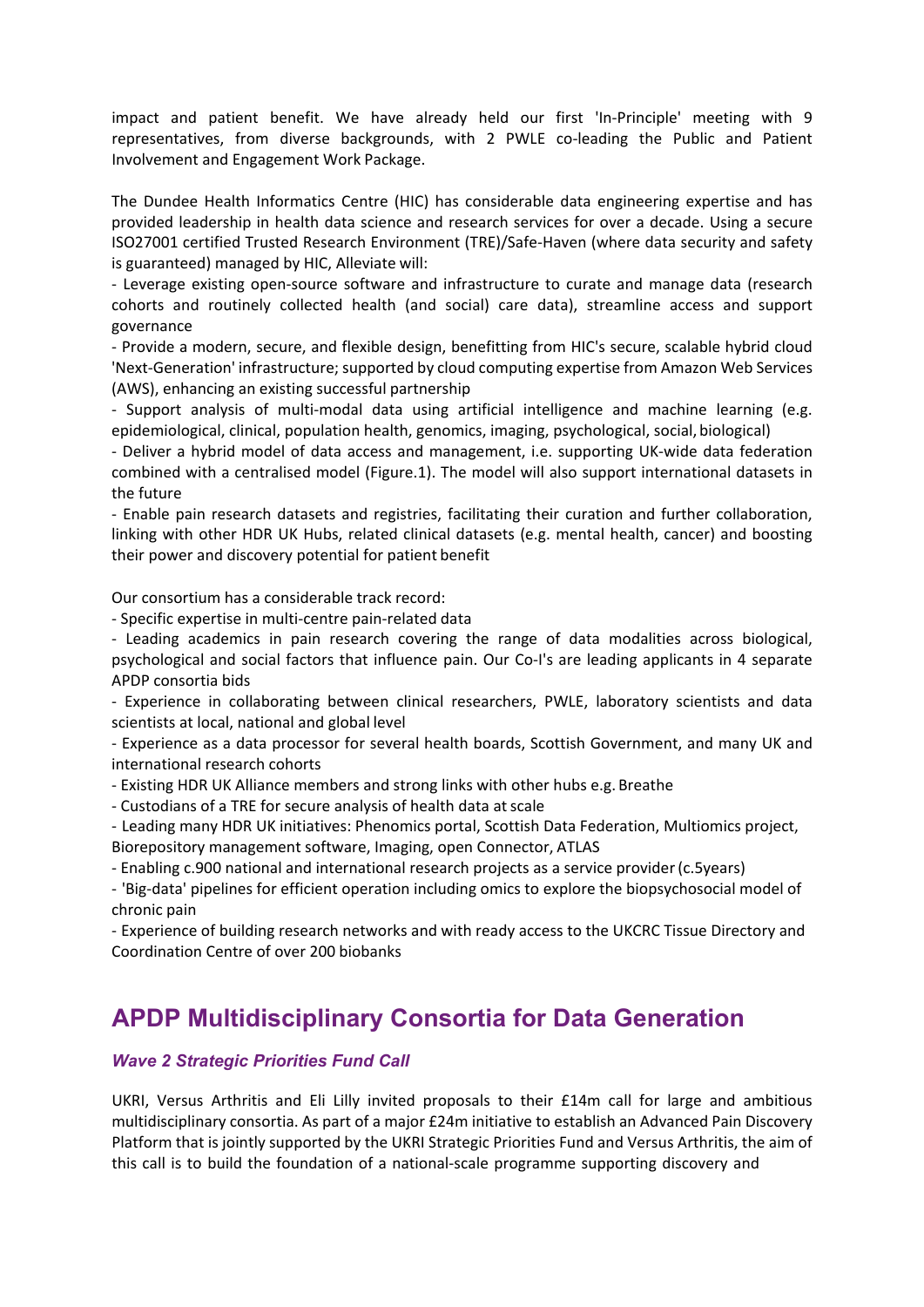impact and patient benefit. We have already held our first 'In-Principle' meeting with 9 representatives, from diverse backgrounds, with 2 PWLE co-leading the Public and Patient Involvement and Engagement Work Package.

The Dundee Health Informatics Centre (HIC) has considerable data engineering expertise and has provided leadership in health data science and research services for over a decade. Using a secure ISO27001 certified Trusted Research Environment (TRE)/Safe-Haven (where data security and safety is guaranteed) managed by HIC, Alleviate will:

- Leverage existing open-source software and infrastructure to curate and manage data (research cohorts and routinely collected health (and social) care data), streamline access and support governance
- Provide a modern, secure, and flexible design, benefitting from HIC's secure, scalable hybrid cloud 'Next-Generation' infrastructure; supported by cloud computing expertise from Amazon Web Services (AWS), enhancing an existing successful partnership
- Support analysis of multi-modal data using artificial intelligence and machine learning (e.g. epidemiological, clinical, population health, genomics, imaging, psychological, social, biological)
- Deliver a hybrid model of data access and management, i.e. supporting UK-wide data federation combined with a centralised model (Figure.1). The model will also support international datasets in the future
- Enable pain research datasets and registries, facilitating their curation and further collaboration, linking with other HDR UK Hubs, related clinical datasets (e.g. mental health, cancer) and boosting their power and discovery potential for patient benefit

Our consortium has a considerable track record:

- Specific expertise in multi-centre pain-related data
- Leading academics in pain research covering the range of data modalities across biological, psychological and social factors that influence pain. Our Co-I's are leading applicants in 4 separate APDP consortia bids
- Experience in collaborating between clinical researchers, PWLE, laboratory scientists and data scientists at local, national and global level
- Experience as a data processor for several health boards, Scottish Government, and many UK and international research cohorts
- Existing HDR UK Alliance members and strong links with other hubs e.g. Breathe
- Custodians of a TRE for secure analysis of health data at scale
- Leading many HDR UK initiatives: Phenomics portal, Scottish Data Federation, Multiomics project, Biorepository management software, Imaging, open Connector, ATLAS
- Enabling c.900 national and international research projects as a service provider (c.5years)
- 'Big-data' pipelines for efficient operation including omics to explore the biopsychosocial model of chronic pain
- Experience of building research networks and with ready access to the UKCRC Tissue Directory and Coordination Centre of over 200 biobanks

## APDP Multidisciplinary Consortia for Data Generation

### *Wave 2 Strategic Priorities Fund Call*

UKRI, Versus Arthritis and Eli Lilly invited proposals to their £14m call for large and ambitious multidisciplinary consortia. As part of a major £24m initiative to establish an Advanced Pain Discovery Platform that is jointly supported by the UKRI Strategic Priorities Fund and Versus Arthritis, the aim of this call is to build the foundation of a national-scale programme supporting discovery and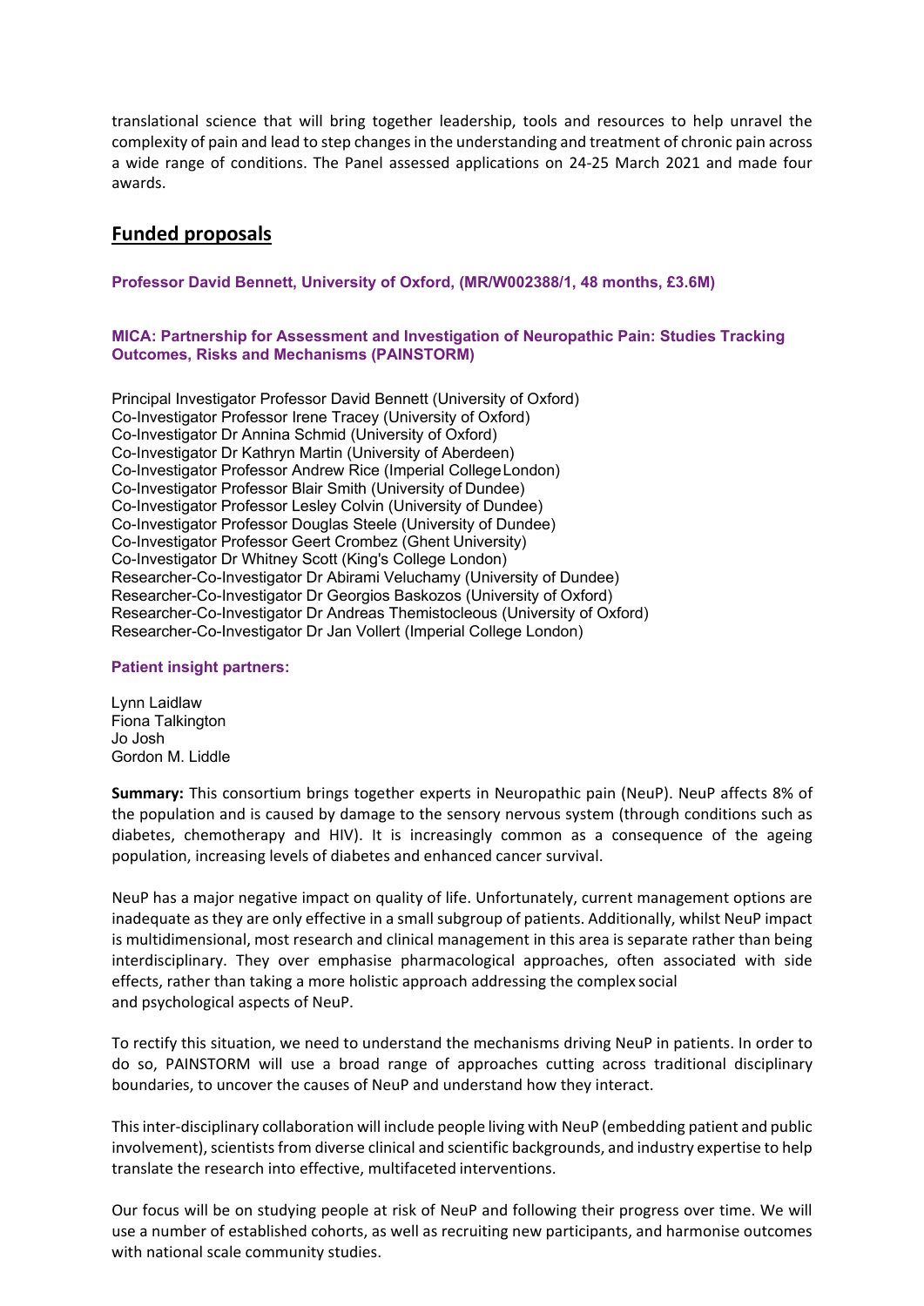translational science that will bring together leadership, tools and resources to help unravel the complexity of pain and lead to step changes in the understanding and treatment of chronic pain across a wide range of conditions. The Panel assessed applications on 24-25 March 2021 and made four awards.

## Funded proposals

**Professor David Bennett, University of Oxford, (MR/W002388/1, 48 months, £3.6M)**

**MICA: Partnership for Assessment and Investigation of Neuropathic Pain: Studies Tracking Outcomes, Risks and Mechanisms (PAINSTORM)**

Principal Investigator Professor David Bennett (University of Oxford)
Co-Investigator Professor Irene Tracey (University of Oxford)
Co-Investigator Dr Annina Schmid (University of Oxford)
Co-Investigator Dr Kathryn Martin (University of Aberdeen)
Co-Investigator Professor Andrew Rice (Imperial College London)
Co-Investigator Professor Blair Smith (University of Dundee)
Co-Investigator Professor Lesley Colvin (University of Dundee)
Co-Investigator Professor Douglas Steele (University of Dundee)
Co-Investigator Professor Geert Crombez (Ghent University)
Co-Investigator Dr Whitney Scott (King's College London)
Researcher-Co-Investigator Dr Abirami Veluchamy (University of Dundee)
Researcher-Co-Investigator Dr Georgios Baskozos (University of Oxford)
Researcher-Co-Investigator Dr Andreas Themistocleous (University of Oxford)
Researcher-Co-Investigator Dr Jan Vollert (Imperial College London)

**Patient insight partners:**

Lynn Laidlaw
Fiona Talkington
Jo Josh
Gordon M. Liddle

**Summary:** This consortium brings together experts in Neuropathic pain (NeuP). NeuP affects 8% of the population and is caused by damage to the sensory nervous system (through conditions such as diabetes, chemotherapy and HIV). It is increasingly common as a consequence of the ageing population, increasing levels of diabetes and enhanced cancer survival.

NeuP has a major negative impact on quality of life. Unfortunately, current management options are inadequate as they are only effective in a small subgroup of patients. Additionally, whilst NeuP impact is multidimensional, most research and clinical management in this area is separate rather than being interdisciplinary. They over emphasise pharmacological approaches, often associated with side effects, rather than taking a more holistic approach addressing the complex social and psychological aspects of NeuP.

To rectify this situation, we need to understand the mechanisms driving NeuP in patients. In order to do so, PAINSTORM will use a broad range of approaches cutting across traditional disciplinary boundaries, to uncover the causes of NeuP and understand how they interact.

This inter-disciplinary collaboration will include people living with NeuP (embedding patient and public involvement), scientists from diverse clinical and scientific backgrounds, and industry expertise to help translate the research into effective, multifaceted interventions.

Our focus will be on studying people at risk of NeuP and following their progress over time. We will use a number of established cohorts, as well as recruiting new participants, and harmonise outcomes with national scale community studies.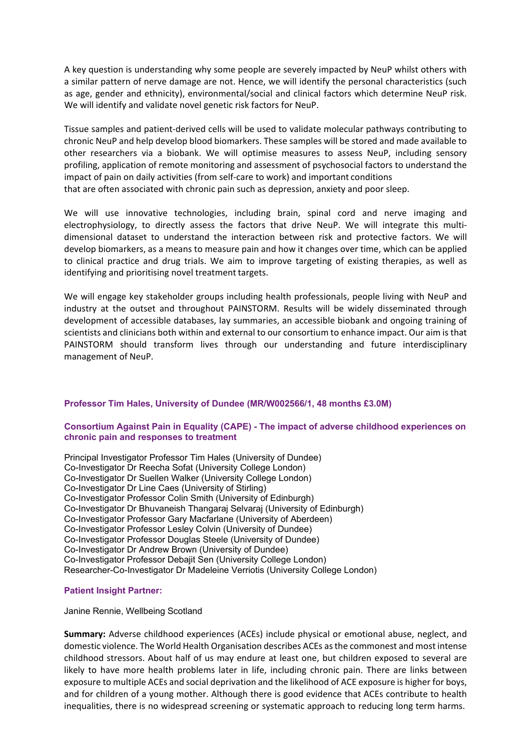A key question is understanding why some people are severely impacted by NeuP whilst others with a similar pattern of nerve damage are not. Hence, we will identify the personal characteristics (such as age, gender and ethnicity), environmental/social and clinical factors which determine NeuP risk. We will identify and validate novel genetic risk factors for NeuP.

Tissue samples and patient-derived cells will be used to validate molecular pathways contributing to chronic NeuP and help develop blood biomarkers. These samples will be stored and made available to other researchers via a biobank. We will optimise measures to assess NeuP, including sensory profiling, application of remote monitoring and assessment of psychosocial factors to understand the impact of pain on daily activities (from self-care to work) and important conditions that are often associated with chronic pain such as depression, anxiety and poor sleep.

We will use innovative technologies, including brain, spinal cord and nerve imaging and electrophysiology, to directly assess the factors that drive NeuP. We will integrate this multi-dimensional dataset to understand the interaction between risk and protective factors. We will develop biomarkers, as a means to measure pain and how it changes over time, which can be applied to clinical practice and drug trials. We aim to improve targeting of existing therapies, as well as identifying and prioritising novel treatment targets.

We will engage key stakeholder groups including health professionals, people living with NeuP and industry at the outset and throughout PAINSTORM. Results will be widely disseminated through development of accessible databases, lay summaries, an accessible biobank and ongoing training of scientists and clinicians both within and external to our consortium to enhance impact. Our aim is that PAINSTORM should transform lives through our understanding and future interdisciplinary management of NeuP.

### Professor Tim Hales, University of Dundee (MR/W002566/1, 48 months £3.0M)

### Consortium Against Pain in Equality (CAPE) - The impact of adverse childhood experiences on chronic pain and responses to treatment

Principal Investigator Professor Tim Hales (University of Dundee)
Co-Investigator Dr Reecha Sofat (University College London)
Co-Investigator Dr Suellen Walker (University College London)
Co-Investigator Dr Line Caes (University of Stirling)
Co-Investigator Professor Colin Smith (University of Edinburgh)
Co-Investigator Dr Bhuvaneish Thangaraj Selvaraj (University of Edinburgh)
Co-Investigator Professor Gary Macfarlane (University of Aberdeen)
Co-Investigator Professor Lesley Colvin (University of Dundee)
Co-Investigator Professor Douglas Steele (University of Dundee)
Co-Investigator Dr Andrew Brown (University of Dundee)
Co-Investigator Professor Debajit Sen (University College London)
Researcher-Co-Investigator Dr Madeleine Verriotis (University College London)

#### Patient Insight Partner:

Janine Rennie, Wellbeing Scotland

**Summary:** Adverse childhood experiences (ACEs) include physical or emotional abuse, neglect, and domestic violence. The World Health Organisation describes ACEs as the commonest and most intense childhood stressors. About half of us may endure at least one, but children exposed to several are likely to have more health problems later in life, including chronic pain. There are links between exposure to multiple ACEs and social deprivation and the likelihood of ACE exposure is higher for boys, and for children of a young mother. Although there is good evidence that ACEs contribute to health inequalities, there is no widespread screening or systematic approach to reducing long term harms.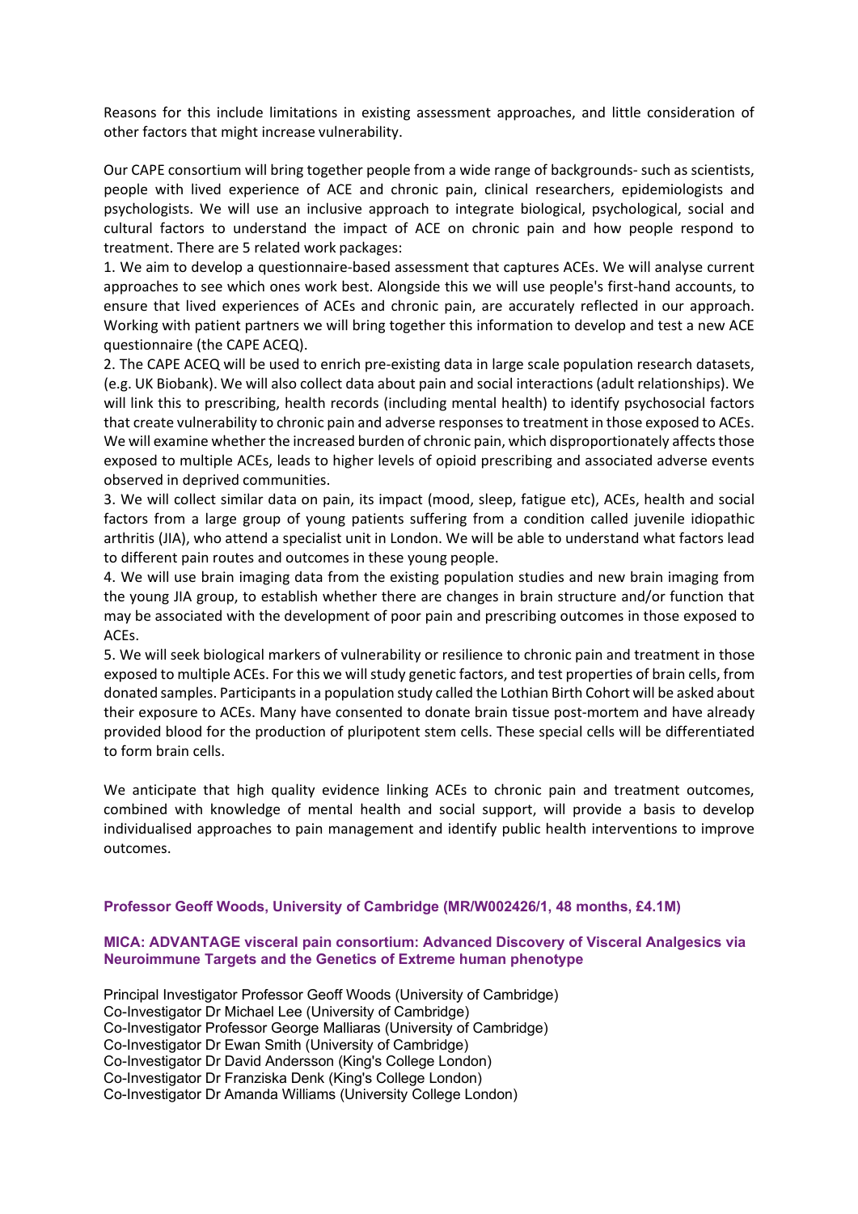Reasons for this include limitations in existing assessment approaches, and little consideration of other factors that might increase vulnerability.

Our CAPE consortium will bring together people from a wide range of backgrounds- such as scientists, people with lived experience of ACE and chronic pain, clinical researchers, epidemiologists and psychologists. We will use an inclusive approach to integrate biological, psychological, social and cultural factors to understand the impact of ACE on chronic pain and how people respond to treatment. There are 5 related work packages:

1. We aim to develop a questionnaire-based assessment that captures ACEs. We will analyse current approaches to see which ones work best. Alongside this we will use people's first-hand accounts, to ensure that lived experiences of ACEs and chronic pain, are accurately reflected in our approach. Working with patient partners we will bring together this information to develop and test a new ACE questionnaire (the CAPE ACEQ).
2. The CAPE ACEQ will be used to enrich pre-existing data in large scale population research datasets, (e.g. UK Biobank). We will also collect data about pain and social interactions (adult relationships). We will link this to prescribing, health records (including mental health) to identify psychosocial factors that create vulnerability to chronic pain and adverse responses to treatment in those exposed to ACEs. We will examine whether the increased burden of chronic pain, which disproportionately affects those exposed to multiple ACEs, leads to higher levels of opioid prescribing and associated adverse events observed in deprived communities.
3. We will collect similar data on pain, its impact (mood, sleep, fatigue etc), ACEs, health and social factors from a large group of young patients suffering from a condition called juvenile idiopathic arthritis (JIA), who attend a specialist unit in London. We will be able to understand what factors lead to different pain routes and outcomes in these young people.
4. We will use brain imaging data from the existing population studies and new brain imaging from the young JIA group, to establish whether there are changes in brain structure and/or function that may be associated with the development of poor pain and prescribing outcomes in those exposed to ACEs.
5. We will seek biological markers of vulnerability or resilience to chronic pain and treatment in those exposed to multiple ACEs. For this we will study genetic factors, and test properties of brain cells, from donated samples. Participants in a population study called the Lothian Birth Cohort will be asked about their exposure to ACEs. Many have consented to donate brain tissue post-mortem and have already provided blood for the production of pluripotent stem cells. These special cells will be differentiated to form brain cells.

We anticipate that high quality evidence linking ACEs to chronic pain and treatment outcomes, combined with knowledge of mental health and social support, will provide a basis to develop individualised approaches to pain management and identify public health interventions to improve outcomes.

### Professor Geoff Woods, University of Cambridge (MR/W002426/1, 48 months, £4.1M)

### MICA: ADVANTAGE visceral pain consortium: Advanced Discovery of Visceral Analgesics via Neuroimmune Targets and the Genetics of Extreme human phenotype

Principal Investigator Professor Geoff Woods (University of Cambridge)
Co-Investigator Dr Michael Lee (University of Cambridge)
Co-Investigator Professor George Malliaras (University of Cambridge)
Co-Investigator Dr Ewan Smith (University of Cambridge)
Co-Investigator Dr David Andersson (King's College London)
Co-Investigator Dr Franziska Denk (King's College London)
Co-Investigator Dr Amanda Williams (University College London)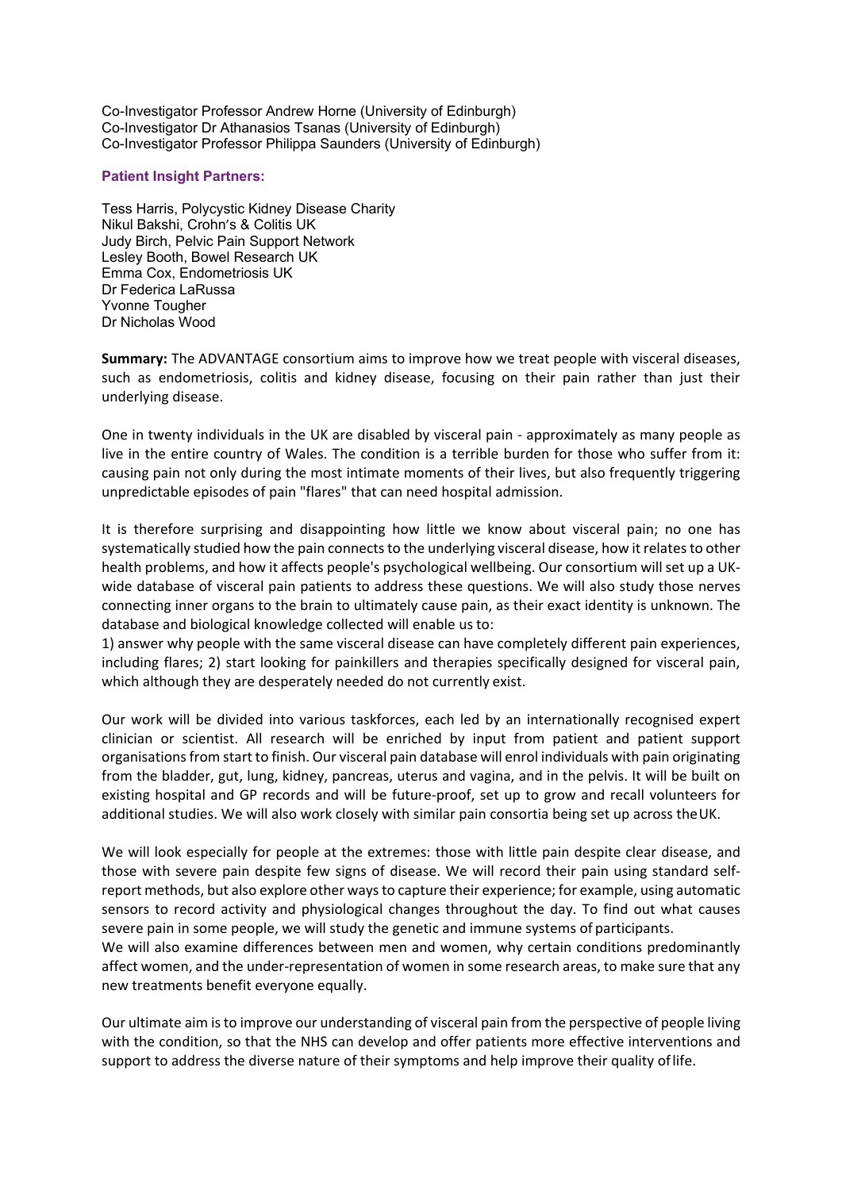Co-Investigator Professor Andrew Horne (University of Edinburgh)
Co-Investigator Dr Athanasios Tsanas (University of Edinburgh)
Co-Investigator Professor Philippa Saunders (University of Edinburgh)

**Patient Insight Partners:**

Tess Harris, Polycystic Kidney Disease Charity
Nikul Bakshi, Crohn's & Colitis UK
Judy Birch, Pelvic Pain Support Network
Lesley Booth, Bowel Research UK
Emma Cox, Endometriosis UK
Dr Federica LaRussa
Yvonne Tougher
Dr Nicholas Wood

**Summary:** The ADVANTAGE consortium aims to improve how we treat people with visceral diseases, such as endometriosis, colitis and kidney disease, focusing on their pain rather than just their underlying disease.

One in twenty individuals in the UK are disabled by visceral pain - approximately as many people as live in the entire country of Wales. The condition is a terrible burden for those who suffer from it: causing pain not only during the most intimate moments of their lives, but also frequently triggering unpredictable episodes of pain "flares" that can need hospital admission.

It is therefore surprising and disappointing how little we know about visceral pain; no one has systematically studied how the pain connects to the underlying visceral disease, how it relates to other health problems, and how it affects people's psychological wellbeing. Our consortium will set up a UK-wide database of visceral pain patients to address these questions. We will also study those nerves connecting inner organs to the brain to ultimately cause pain, as their exact identity is unknown. The database and biological knowledge collected will enable us to:
1) answer why people with the same visceral disease can have completely different pain experiences, including flares; 2) start looking for painkillers and therapies specifically designed for visceral pain, which although they are desperately needed do not currently exist.

Our work will be divided into various taskforces, each led by an internationally recognised expert clinician or scientist. All research will be enriched by input from patient and patient support organisations from start to finish. Our visceral pain database will enrol individuals with pain originating from the bladder, gut, lung, kidney, pancreas, uterus and vagina, and in the pelvis. It will be built on existing hospital and GP records and will be future-proof, set up to grow and recall volunteers for additional studies. We will also work closely with similar pain consortia being set up across the UK.

We will look especially for people at the extremes: those with little pain despite clear disease, and those with severe pain despite few signs of disease. We will record their pain using standard self-report methods, but also explore other ways to capture their experience; for example, using automatic sensors to record activity and physiological changes throughout the day. To find out what causes severe pain in some people, we will study the genetic and immune systems of participants.
We will also examine differences between men and women, why certain conditions predominantly affect women, and the under-representation of women in some research areas, to make sure that any new treatments benefit everyone equally.

Our ultimate aim is to improve our understanding of visceral pain from the perspective of people living with the condition, so that the NHS can develop and offer patients more effective interventions and support to address the diverse nature of their symptoms and help improve their quality of life.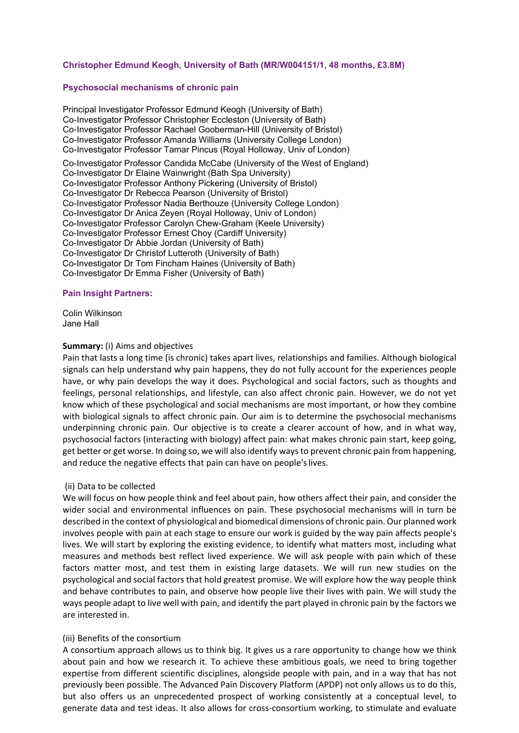### Christopher Edmund Keogh, University of Bath (MR/W004151/1, 48 months, £3.8M)

### Psychosocial mechanisms of chronic pain

Principal Investigator Professor Edmund Keogh (University of Bath)
Co-Investigator Professor Christopher Eccleston (University of Bath)
Co-Investigator Professor Rachael Gooberman-Hill (University of Bristol)
Co-Investigator Professor Amanda Williams (University College London)
Co-Investigator Professor Tamar Pincus (Royal Holloway, Univ of London)
Co-Investigator Professor Candida McCabe (University of the West of England)
Co-Investigator Dr Elaine Wainwright (Bath Spa University)
Co-Investigator Professor Anthony Pickering (University of Bristol)
Co-Investigator Dr Rebecca Pearson (University of Bristol)
Co-Investigator Professor Nadia Berthouze (University College London)
Co-Investigator Dr Anica Zeyen (Royal Holloway, Univ of London)
Co-Investigator Professor Carolyn Chew-Graham (Keele University)
Co-Investigator Professor Ernest Choy (Cardiff University)
Co-Investigator Dr Abbie Jordan (University of Bath)
Co-Investigator Dr Christof Lutteroth (University of Bath)
Co-Investigator Dr Tom Fincham Haines (University of Bath)
Co-Investigator Dr Emma Fisher (University of Bath)

### Pain Insight Partners:

Colin Wilkinson
Jane Hall

**Summary:** (i) Aims and objectives
Pain that lasts a long time (is chronic) takes apart lives, relationships and families. Although biological signals can help understand why pain happens, they do not fully account for the experiences people have, or why pain develops the way it does. Psychological and social factors, such as thoughts and feelings, personal relationships, and lifestyle, can also affect chronic pain. However, we do not yet know which of these psychological and social mechanisms are most important, or how they combine with biological signals to affect chronic pain. Our aim is to determine the psychosocial mechanisms underpinning chronic pain. Our objective is to create a clearer account of how, and in what way, psychosocial factors (interacting with biology) affect pain: what makes chronic pain start, keep going, get better or get worse. In doing so, we will also identify ways to prevent chronic pain from happening, and reduce the negative effects that pain can have on people's lives.

(ii) Data to be collected
We will focus on how people think and feel about pain, how others affect their pain, and consider the wider social and environmental influences on pain. These psychosocial mechanisms will in turn be described in the context of physiological and biomedical dimensions of chronic pain. Our planned work involves people with pain at each stage to ensure our work is guided by the way pain affects people's lives. We will start by exploring the existing evidence, to identify what matters most, including what measures and methods best reflect lived experience. We will ask people with pain which of these factors matter most, and test them in existing large datasets. We will run new studies on the psychological and social factors that hold greatest promise. We will explore how the way people think and behave contributes to pain, and observe how people live their lives with pain. We will study the ways people adapt to live well with pain, and identify the part played in chronic pain by the factors we are interested in.

(iii) Benefits of the consortium
A consortium approach allows us to think big. It gives us a rare opportunity to change how we think about pain and how we research it. To achieve these ambitious goals, we need to bring together expertise from different scientific disciplines, alongside people with pain, and in a way that has not previously been possible. The Advanced Pain Discovery Platform (APDP) not only allows us to do this, but also offers us an unprecedented prospect of working consistently at a conceptual level, to generate data and test ideas. It also allows for cross-consortium working, to stimulate and evaluate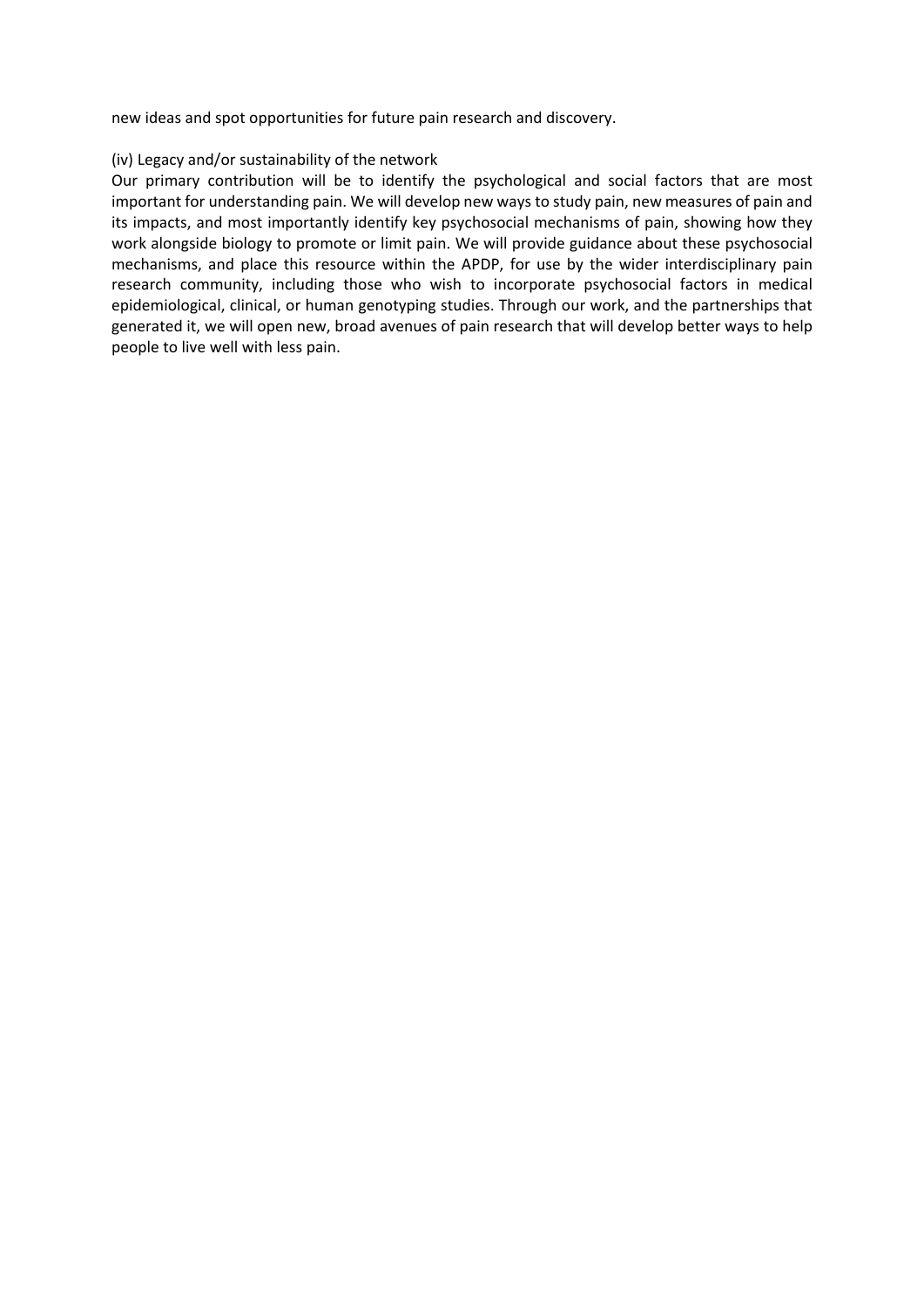new ideas and spot opportunities for future pain research and discovery.

(iv) Legacy and/or sustainability of the network

Our primary contribution will be to identify the psychological and social factors that are most important for understanding pain. We will develop new ways to study pain, new measures of pain and its impacts, and most importantly identify key psychosocial mechanisms of pain, showing how they work alongside biology to promote or limit pain. We will provide guidance about these psychosocial mechanisms, and place this resource within the APDP, for use by the wider interdisciplinary pain research community, including those who wish to incorporate psychosocial factors in medical epidemiological, clinical, or human genotyping studies. Through our work, and the partnerships that generated it, we will open new, broad avenues of pain research that will develop better ways to help people to live well with less pain.